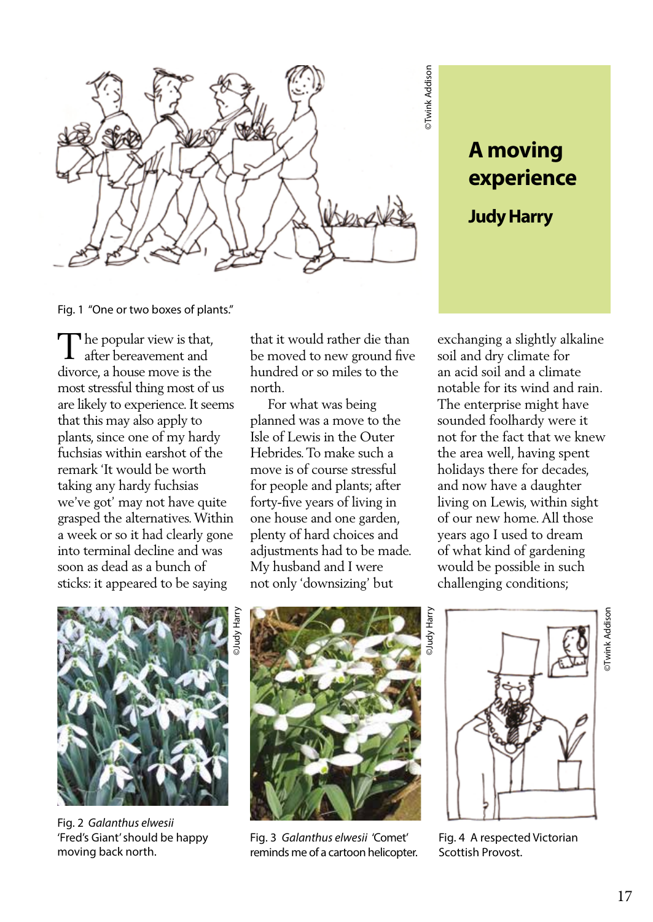# A moving experience

**Judy Harry**

Fig. 1 "One or two boxes of plants."

The popular view is that, after bereavement and divorce, a house move is the most stressful thing most of us are likely to experience. It seems that this may also apply to plants, since one of my hardy fuchsias within earshot of the remark 'It would be worth taking any hardy fuchsias we've got' may not have quite grasped the alternatives. Within a week or so it had clearly gone into terminal decline and was soon as dead as a bunch of sticks: it appeared to be saying that it would rather die than be moved to new ground five hundred or so miles to the north.

For what was being planned was a move to the Isle of Lewis in the Outer Hebrides. To make such a move is of course stressful for people and plants; after forty-five years of living in one house and one garden, plenty of hard choices and adjustments had to be made. My husband and I were not only 'downsizing' but exchanging a slightly alkaline soil and dry climate for an acid soil and a climate notable for its wind and rain. The enterprise might have sounded foolhardy were it not for the fact that we knew the area well, having spent holidays there for decades, and now have a daughter living on Lewis, within sight of our new home. All those years ago I used to dream of what kind of gardening would be possible in such challenging conditions;

Fig. 2 *Galanthus elwesii* 'Fred's Giant' should be happy moving back north.

Fig. 3 *Galanthus elwesii* 'Comet' reminds me of a cartoon helicopter.

Fig. 4 A respected Victorian Scottish Provost.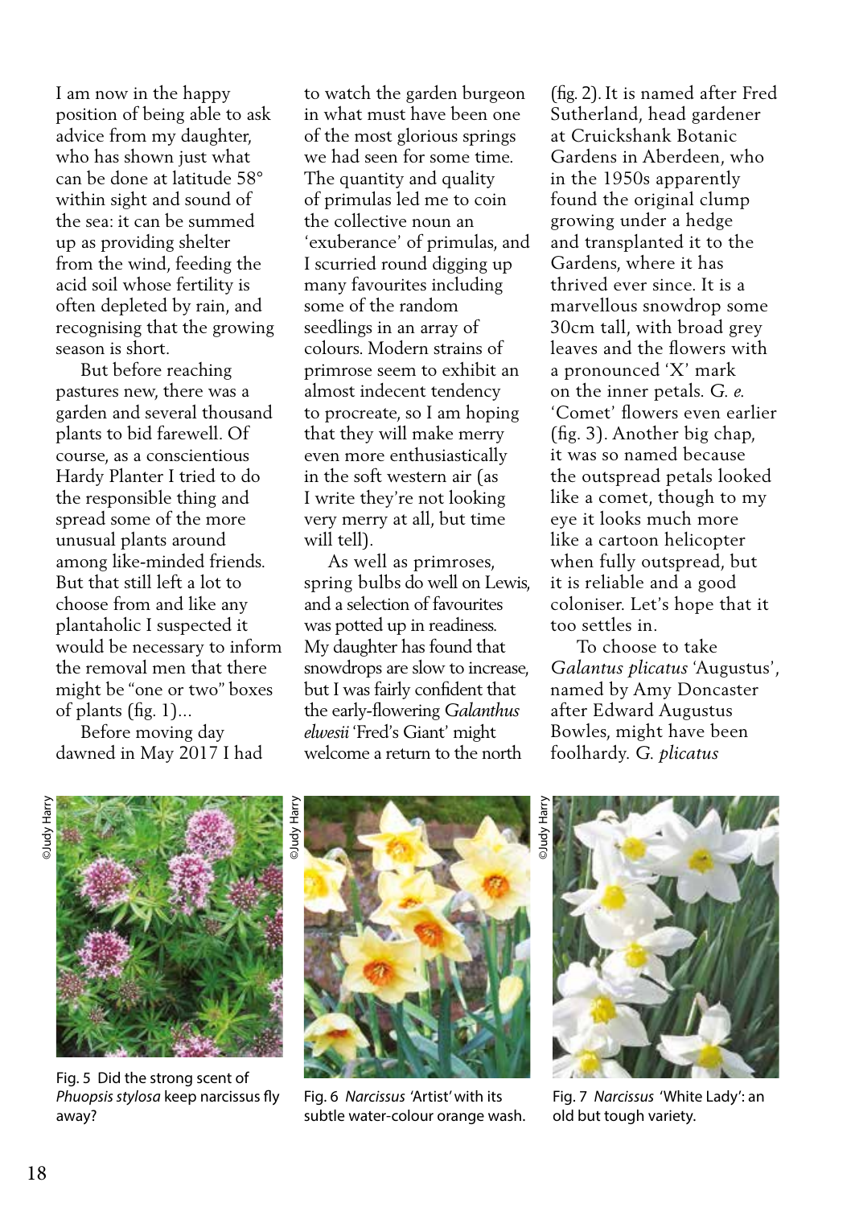I am now in the happy position of being able to ask advice from my daughter, who has shown just what can be done at latitude 58° within sight and sound of the sea: it can be summed up as providing shelter from the wind, feeding the acid soil whose fertility is often depleted by rain, and recognising that the growing season is short.

But before reaching pastures new, there was a garden and several thousand plants to bid farewell. Of course, as a conscientious Hardy Planter I tried to do the responsible thing and spread some of the more unusual plants around among like-minded friends. But that still left a lot to choose from and like any plantaholic I suspected it would be necessary to inform the removal men that there might be "one or two" boxes of plants (fig. 1)...

Before moving day dawned in May 2017 I had to watch the garden burgeon in what must have been one of the most glorious springs we had seen for some time. The quantity and quality of primulas led me to coin the collective noun an 'exuberance' of primulas, and I scurried round digging up many favourites including some of the random seedlings in an array of colours. Modern strains of primrose seem to exhibit an almost indecent tendency to procreate, so I am hoping that they will make merry even more enthusiastically in the soft western air (as I write they're not looking very merry at all, but time will tell).

As well as primroses, spring bulbs do well on Lewis, and a selection of favourites was potted up in readiness. My daughter has found that snowdrops are slow to increase, but I was fairly confident that the early-flowering *Galanthus elwesii* 'Fred's Giant' might welcome a return to the north (fig. 2). It is named after Fred Sutherland, head gardener at Cruickshank Botanic Gardens in Aberdeen, who in the 1950s apparently found the original clump growing under a hedge and transplanted it to the Gardens, where it has thrived ever since. It is a marvellous snowdrop some 30cm tall, with broad grey leaves and the flowers with a pronounced 'X' mark on the inner petals. *G. e.* 'Comet' flowers even earlier (fig. 3). Another big chap, it was so named because the outspread petals looked like a comet, though to my eye it looks much more like a cartoon helicopter when fully outspread, but it is reliable and a good coloniser. Let's hope that it too settles in.

To choose to take *Galantus plicatus* 'Augustus', named by Amy Doncaster after Edward Augustus Bowles, might have been foolhardy. *G. plicatus*

Fig. 5 Did the strong scent of *Phuopsis stylosa* keep narcissus fly away?

Fig. 6 *Narcissus* 'Artist' with its subtle water-colour orange wash.

Fig. 7 *Narcissus* 'White Lady': an old but tough variety.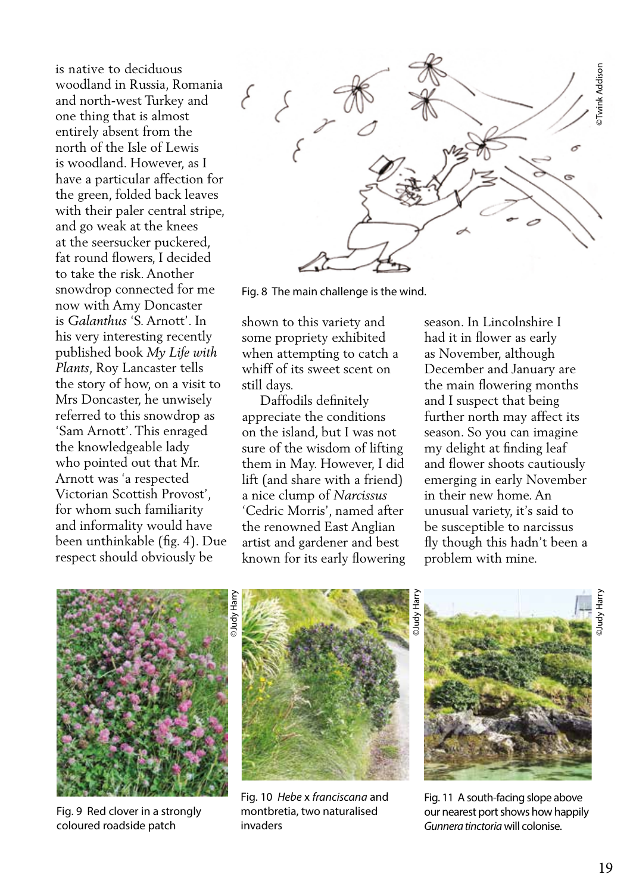is native to deciduous woodland in Russia, Romania and north-west Turkey and one thing that is almost entirely absent from the north of the Isle of Lewis is woodland. However, as I have a particular affection for the green, folded back leaves with their paler central stripe, and go weak at the knees at the seersucker puckered, fat round flowers, I decided to take the risk. Another snowdrop connected for me now with Amy Doncaster is *Galanthus* 'S. Arnott'. In his very interesting recently published book *My Life with Plants*, Roy Lancaster tells the story of how, on a visit to Mrs Doncaster, he unwisely referred to this snowdrop as 'Sam Arnott'. This enraged the knowledgeable lady who pointed out that Mr. Arnott was 'a respected Victorian Scottish Provost', for whom such familiarity and informality would have been unthinkable (fig. 4). Due respect should obviously be shown to this variety and some propriety exhibited when attempting to catch a whiff of its sweet scent on still days.

Fig. 8 The main challenge is the wind.

Daffodils definitely appreciate the conditions on the island, but I was not sure of the wisdom of lifting them in May. However, I did lift (and share with a friend) a nice clump of *Narcissus* 'Cedric Morris', named after the renowned East Anglian artist and gardener and best known for its early flowering season. In Lincolnshire I had it in flower as early as November, although December and January are the main flowering months and I suspect that being further north may affect its season. So you can imagine my delight at finding leaf and flower shoots cautiously emerging in early November in their new home. An unusual variety, it's said to be susceptible to narcissus fly though this hadn't been a problem with mine.

Fig. 9 Red clover in a strongly coloured roadside patch

Fig. 10 *Hebe* x *franciscana* and montbretia, two naturalised invaders

Fig. 11 A south-facing slope above our nearest port shows how happily *Gunnera tinctoria* will colonise.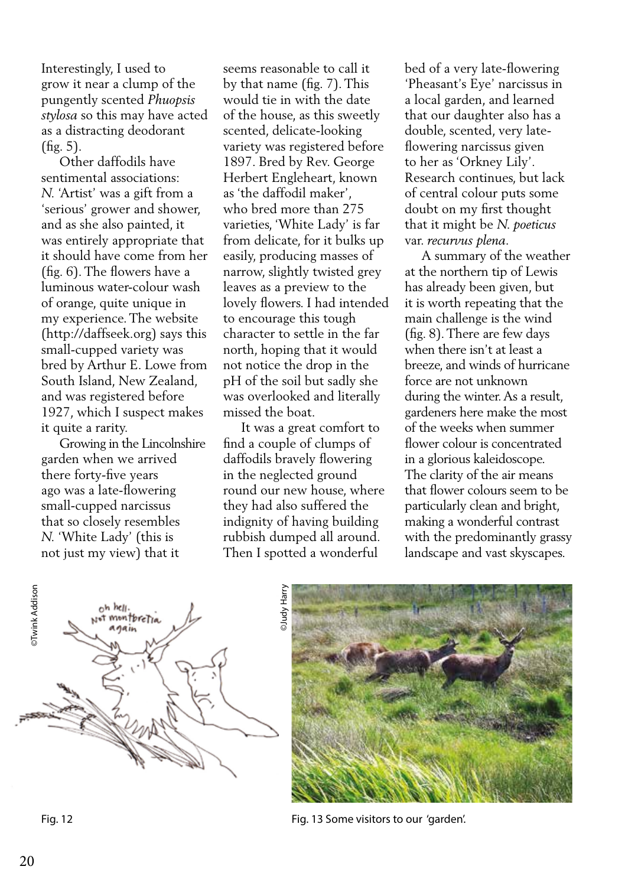Interestingly, I used to grow it near a clump of the pungently scented *Phuopsis stylosa* so this may have acted as a distracting deodorant (fig. 5).

Other daffodils have sentimental associations: *N.* 'Artist' was a gift from a 'serious' grower and shower, and as she also painted, it was entirely appropriate that it should have come from her (fig. 6). The flowers have a luminous water-colour wash of orange, quite unique in my experience. The website (http://daffseek.org) says this small-cupped variety was bred by Arthur E. Lowe from South Island, New Zealand, and was registered before 1927, which I suspect makes it quite a rarity.

Growing in the Lincolnshire garden when we arrived there forty-five years ago was a late-flowering small-cupped narcissus that so closely resembles *N.* 'White Lady' (this is not just my view) that it seems reasonable to call it by that name (fig. 7). This would tie in with the date of the house, as this sweetly scented, delicate-looking variety was registered before 1897. Bred by Rev. George Herbert Engleheart, known as 'the daffodil maker', who bred more than 275 varieties, 'White Lady' is far from delicate, for it bulks up easily, producing masses of narrow, slightly twisted grey leaves as a preview to the lovely flowers. I had intended to encourage this tough character to settle in the far north, hoping that it would not notice the drop in the pH of the soil but sadly she was overlooked and literally missed the boat.

It was a great comfort to find a couple of clumps of daffodils bravely flowering in the neglected ground round our new house, where they had also suffered the indignity of having building rubbish dumped all around. Then I spotted a wonderful bed of a very late-flowering 'Pheasant's Eye' narcissus in a local garden, and learned that our daughter also has a double, scented, very late-flowering narcissus given to her as 'Orkney Lily'. Research continues, but lack of central colour puts some doubt on my first thought that it might be *N. poeticus* var. *recurvus plena*.

A summary of the weather at the northern tip of Lewis has already been given, but it is worth repeating that the main challenge is the wind (fig. 8). There are few days when there isn't at least a breeze, and winds of hurricane force are not unknown during the winter. As a result, gardeners here make the most of the weeks when summer flower colour is concentrated in a glorious kaleidoscope. The clarity of the air means that flower colours seem to be particularly clean and bright, making a wonderful contrast with the predominantly grassy landscape and vast skyscapes.

©Twink Addison

Fig. 12

©Judy Harry

Fig. 13 Some visitors to our 'garden'.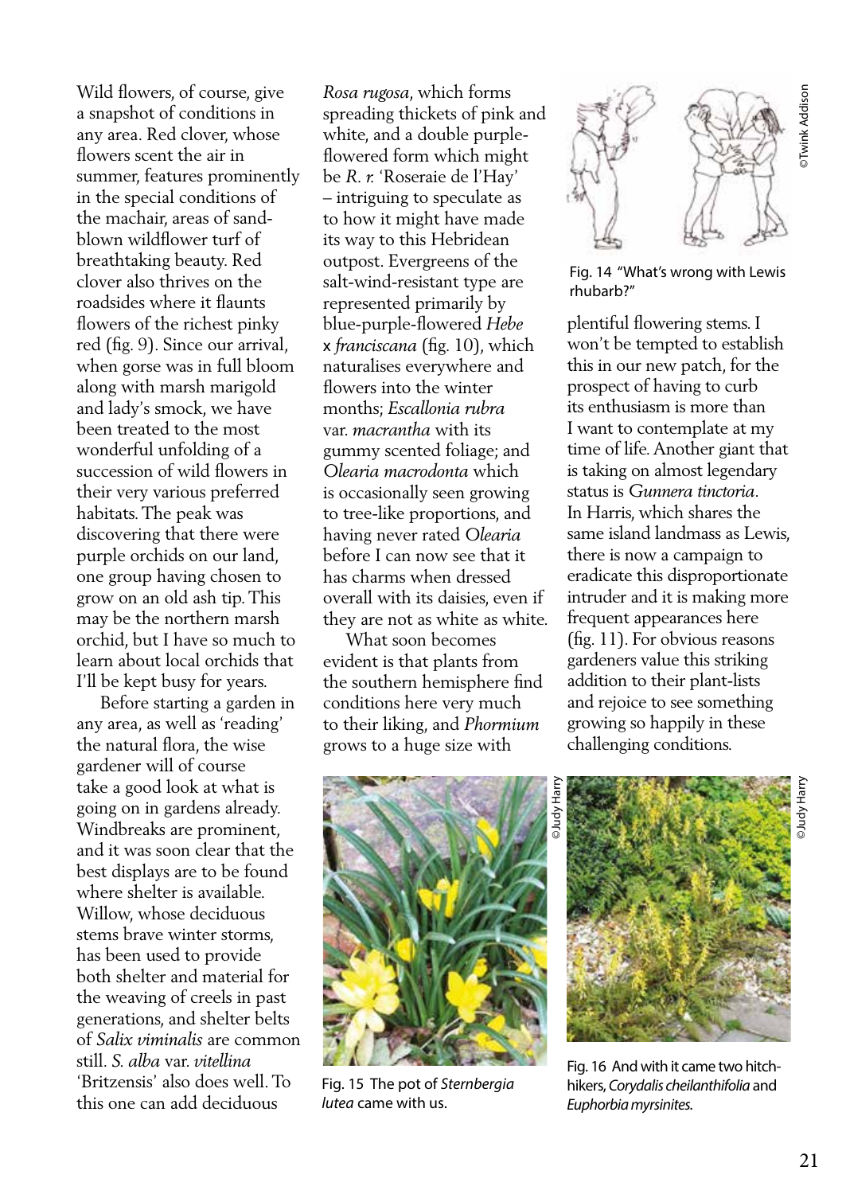Wild flowers, of course, give a snapshot of conditions in any area. Red clover, whose flowers scent the air in summer, features prominently in the special conditions of the machair, areas of sand-blown wildflower turf of breathtaking beauty. Red clover also thrives on the roadsides where it flaunts flowers of the richest pinky red (fig. 9). Since our arrival, when gorse was in full bloom along with marsh marigold and lady's smock, we have been treated to the most wonderful unfolding of a succession of wild flowers in their very various preferred habitats. The peak was discovering that there were purple orchids on our land, one group having chosen to grow on an old ash tip. This may be the northern marsh orchid, but I have so much to learn about local orchids that I'll be kept busy for years.

Before starting a garden in any area, as well as 'reading' the natural flora, the wise gardener will of course take a good look at what is going on in gardens already. Windbreaks are prominent, and it was soon clear that the best displays are to be found where shelter is available. Willow, whose deciduous stems brave winter storms, has been used to provide both shelter and material for the weaving of creels in past generations, and shelter belts of *Salix viminalis* are common still. *S. alba* var. *vitellina* 'Britzensis' also does well. To this one can add deciduous *Rosa rugosa*, which forms spreading thickets of pink and white, and a double purple-flowered form which might be *R. r.* 'Roseraie de l'Hay' – intriguing to speculate as to how it might have made its way to this Hebridean outpost. Evergreens of the salt-wind-resistant type are represented primarily by blue-purple-flowered *Hebe* x *franciscana* (fig. 10), which naturalises everywhere and flowers into the winter months; *Escallonia rubra* var. *macrantha* with its gummy scented foliage; and *Olearia macrodonta* which is occasionally seen growing to tree-like proportions, and having never rated *Olearia* before I can now see that it has charms when dressed overall with its daisies, even if they are not as white as white.

What soon becomes evident is that plants from the southern hemisphere find conditions here very much to their liking, and *Phormium* grows to a huge size with plentiful flowering stems. I won't be tempted to establish this in our new patch, for the prospect of having to curb its enthusiasm is more than I want to contemplate at my time of life. Another giant that is taking on almost legendary status is *Gunnera tinctoria*. In Harris, which shares the same island landmass as Lewis, there is now a campaign to eradicate this disproportionate intruder and it is making more frequent appearances here (fig. 11). For obvious reasons gardeners value this striking addition to their plant-lists and rejoice to see something growing so happily in these challenging conditions.

©Twink Addison

Fig. 14 "What's wrong with Lewis rhubarb?"

©Judy Harry

Fig. 15 The pot of *Sternbergia lutea* came with us.

©Judy Harry

Fig. 16 And with it came two hitch-hikers, *Corydalis cheilanthifolia* and *Euphorbia myrsinites*.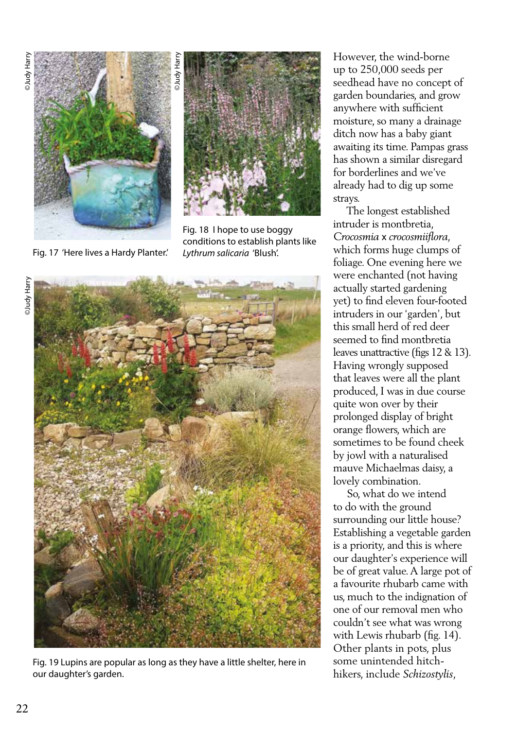Fig. 17 'Here lives a Hardy Planter.'

Fig. 18 I hope to use boggy conditions to establish plants like *Lythrum salicaria* 'Blush'.

Fig. 19 Lupins are popular as long as they have a little shelter, here in our daughter's garden.

However, the wind-borne up to 250,000 seeds per seedhead have no concept of garden boundaries, and grow anywhere with sufficient moisture, so many a drainage ditch now has a baby giant awaiting its time. Pampas grass has shown a similar disregard for borderlines and we've already had to dig up some strays.

The longest established intruder is montbretia, *Crocosmia* x *crocosmiiflora*, which forms huge clumps of foliage. One evening here we were enchanted (not having actually started gardening yet) to find eleven four-footed intruders in our 'garden', but this small herd of red deer seemed to find montbretia leaves unattractive (figs 12 & 13). Having wrongly supposed that leaves were all the plant produced, I was in due course quite won over by their prolonged display of bright orange flowers, which are sometimes to be found cheek by jowl with a naturalised mauve Michaelmas daisy, a lovely combination.

So, what do we intend to do with the ground surrounding our little house? Establishing a vegetable garden is a priority, and this is where our daughter's experience will be of great value. A large pot of a favourite rhubarb came with us, much to the indignation of one of our removal men who couldn't see what was wrong with Lewis rhubarb (fig. 14). Other plants in pots, plus some unintended hitch-hikers, include *Schizostylis*,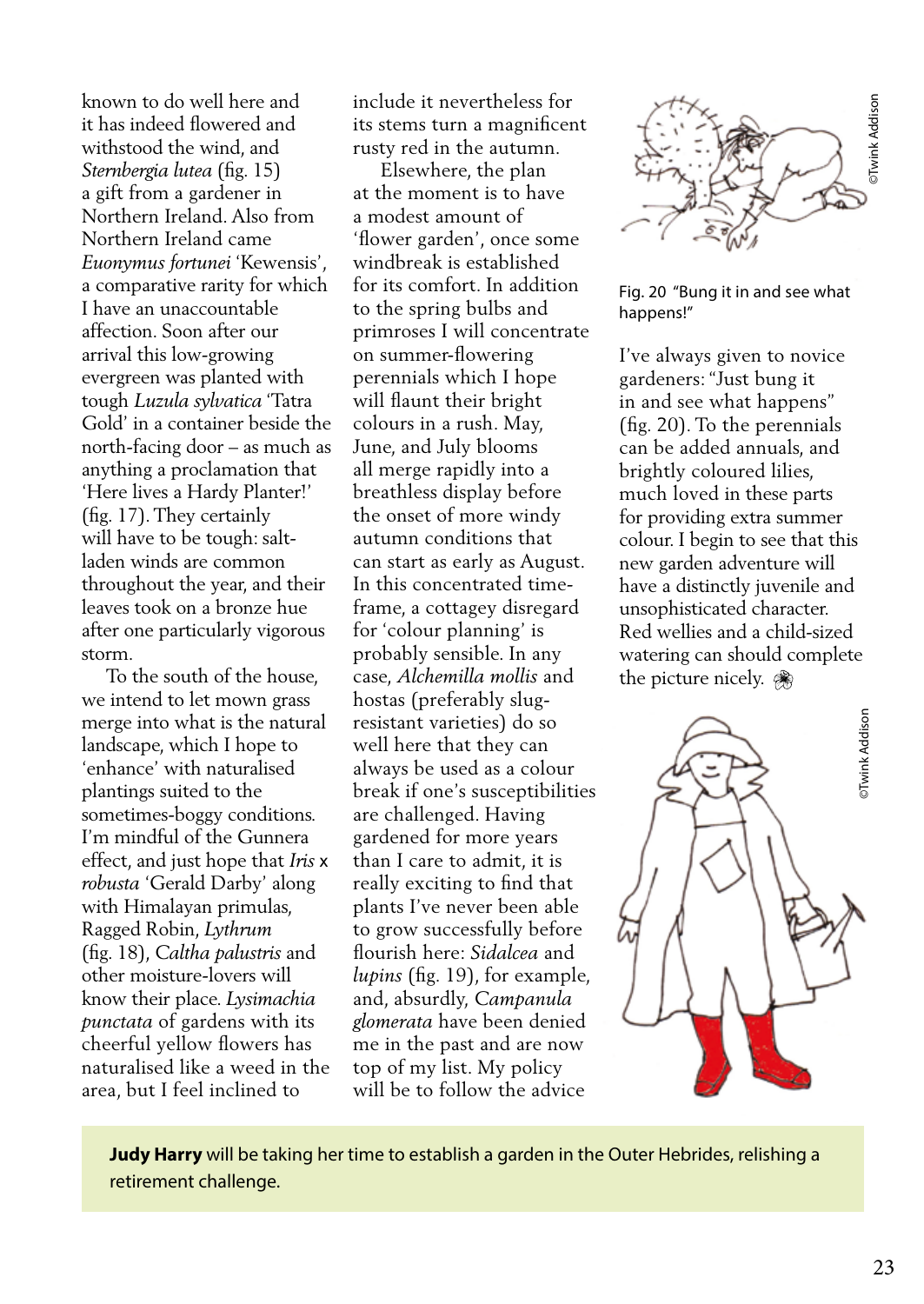known to do well here and it has indeed flowered and withstood the wind, and *Sternbergia lutea* (fig. 15) a gift from a gardener in Northern Ireland. Also from Northern Ireland came *Euonymus fortunei* 'Kewensis', a comparative rarity for which I have an unaccountable affection. Soon after our arrival this low-growing evergreen was planted with tough *Luzula sylvatica* 'Tatra Gold' in a container beside the north-facing door – as much as anything a proclamation that 'Here lives a Hardy Planter!' (fig. 17). They certainly will have to be tough: salt-laden winds are common throughout the year, and their leaves took on a bronze hue after one particularly vigorous storm.

To the south of the house, we intend to let mown grass merge into what is the natural landscape, which I hope to 'enhance' with naturalised plantings suited to the sometimes-boggy conditions. I'm mindful of the Gunnera effect, and just hope that *Iris* x *robusta* 'Gerald Darby' along with Himalayan primulas, Ragged Robin, *Lythrum* (fig. 18), *Caltha palustris* and other moisture-lovers will know their place. *Lysimachia punctata* of gardens with its cheerful yellow flowers has naturalised like a weed in the area, but I feel inclined to include it nevertheless for its stems turn a magnificent rusty red in the autumn.

Elsewhere, the plan at the moment is to have a modest amount of 'flower garden', once some windbreak is established for its comfort. In addition to the spring bulbs and primroses I will concentrate on summer-flowering perennials which I hope will flaunt their bright colours in a rush. May, June, and July blooms all merge rapidly into a breathless display before the onset of more windy autumn conditions that can start as early as August. In this concentrated time-frame, a cottagey disregard for 'colour planning' is probably sensible. In any case, *Alchemilla mollis* and hostas (preferably slug-resistant varieties) do so well here that they can always be used as a colour break if one's susceptibilities are challenged. Having gardened for more years than I care to admit, it is really exciting to find that plants I've never been able to grow successfully before flourish here: *Sidalcea* and *lupins* (fig. 19), for example, and, absurdly, *Campanula glomerata* have been denied me in the past and are now top of my list. My policy will be to follow the advice I've always given to novice gardeners: "Just bung it in and see what happens" (fig. 20). To the perennials can be added annuals, and brightly coloured lilies, much loved in these parts for providing extra summer colour. I begin to see that this new garden adventure will have a distinctly juvenile and unsophisticated character. Red wellies and a child-sized watering can should complete the picture nicely.

©Twink Addison

Fig. 20 "Bung it in and see what happens!"

©Twink Addison

**Judy Harry** will be taking her time to establish a garden in the Outer Hebrides, relishing a retirement challenge.